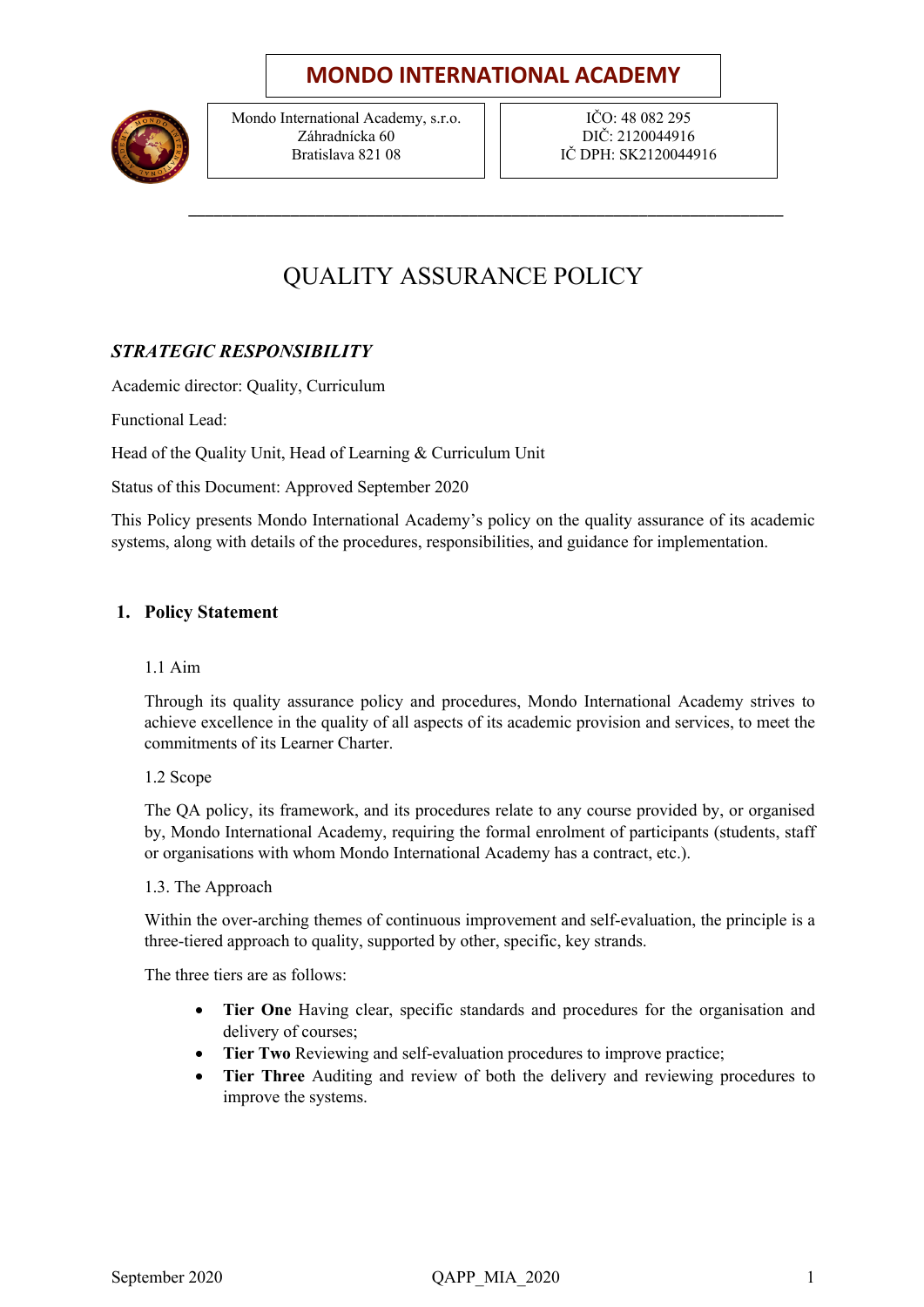# MONDO INTERNATIONAL ACADEMY

| Mondo International Academy, s.r.o.<br>Záhradnícka 60<br>Bratislava 821 08 | IČO: 48 082 295<br>DIČ: 2120044916<br>IČ DPH: SK2120044916 |
|---|---|

---

# QUALITY ASSURANCE POLICY

## *STRATEGIC RESPONSIBILITY*

Academic director: Quality, Curriculum

Functional Lead:

Head of the Quality Unit, Head of Learning & Curriculum Unit

Status of this Document: Approved September 2020

This Policy presents Mondo International Academy's policy on the quality assurance of its academic systems, along with details of the procedures, responsibilities, and guidance for implementation.

## 1. Policy Statement

### 1.1 Aim

Through its quality assurance policy and procedures, Mondo International Academy strives to achieve excellence in the quality of all aspects of its academic provision and services, to meet the commitments of its Learner Charter.

### 1.2 Scope

The QA policy, its framework, and its procedures relate to any course provided by, or organised by, Mondo International Academy, requiring the formal enrolment of participants (students, staff or organisations with whom Mondo International Academy has a contract, etc.).

### 1.3. The Approach

Within the over-arching themes of continuous improvement and self-evaluation, the principle is a three-tiered approach to quality, supported by other, specific, key strands.

The three tiers are as follows:

- **Tier One** Having clear, specific standards and procedures for the organisation and delivery of courses;
- **Tier Two** Reviewing and self-evaluation procedures to improve practice;
- **Tier Three** Auditing and review of both the delivery and reviewing procedures to improve the systems.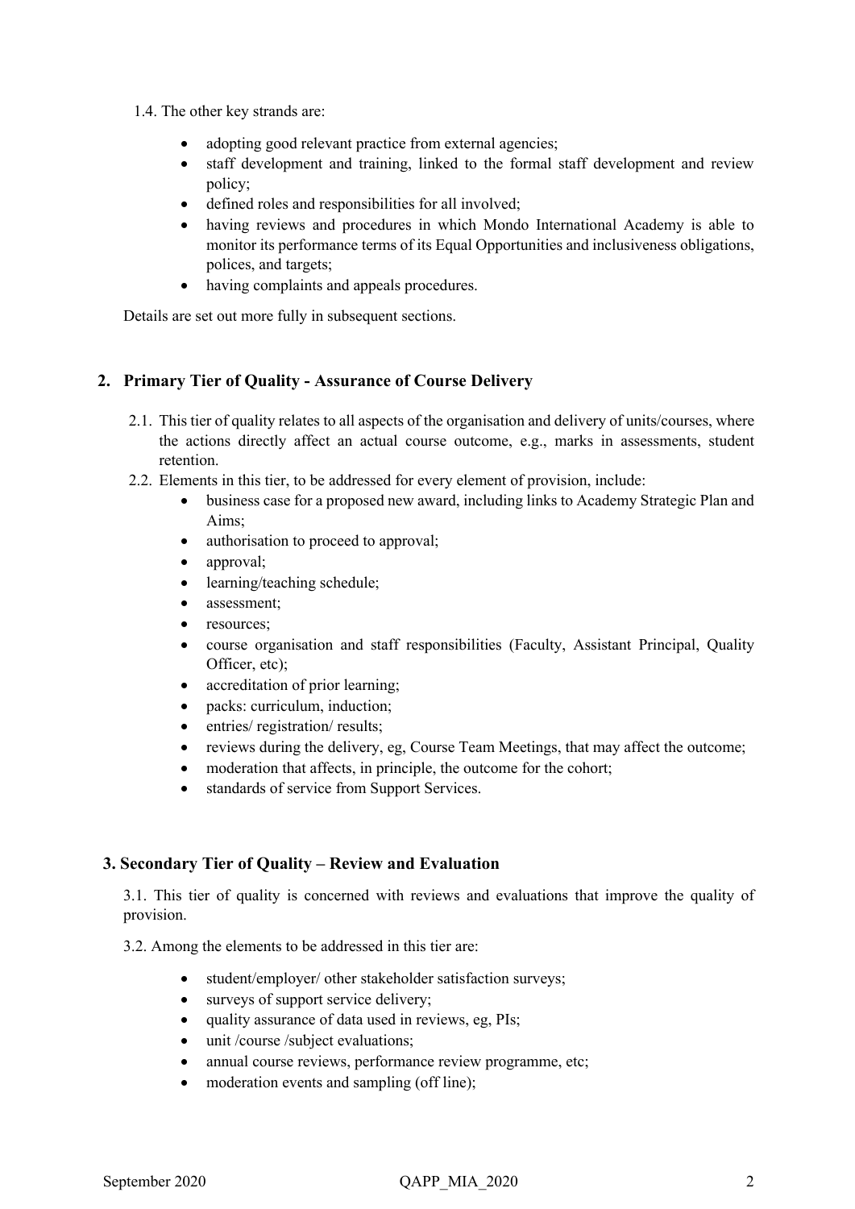1.4. The other key strands are:

- adopting good relevant practice from external agencies;
- staff development and training, linked to the formal staff development and review policy;
- defined roles and responsibilities for all involved;
- having reviews and procedures in which Mondo International Academy is able to monitor its performance terms of its Equal Opportunities and inclusiveness obligations, polices, and targets;
- having complaints and appeals procedures.

Details are set out more fully in subsequent sections.

## 2. Primary Tier of Quality - Assurance of Course Delivery

2.1. This tier of quality relates to all aspects of the organisation and delivery of units/courses, where the actions directly affect an actual course outcome, e.g., marks in assessments, student retention.

2.2. Elements in this tier, to be addressed for every element of provision, include:

- business case for a proposed new award, including links to Academy Strategic Plan and Aims;
- authorisation to proceed to approval;
- approval;
- learning/teaching schedule;
- assessment;
- resources;
- course organisation and staff responsibilities (Faculty, Assistant Principal, Quality Officer, etc);
- accreditation of prior learning;
- packs: curriculum, induction;
- entries/ registration/ results;
- reviews during the delivery, eg, Course Team Meetings, that may affect the outcome;
- moderation that affects, in principle, the outcome for the cohort;
- standards of service from Support Services.

## 3. Secondary Tier of Quality – Review and Evaluation

3.1. This tier of quality is concerned with reviews and evaluations that improve the quality of provision.

3.2. Among the elements to be addressed in this tier are:

- student/employer/ other stakeholder satisfaction surveys;
- surveys of support service delivery;
- quality assurance of data used in reviews, eg, PIs;
- unit /course /subject evaluations;
- annual course reviews, performance review programme, etc;
- moderation events and sampling (off line);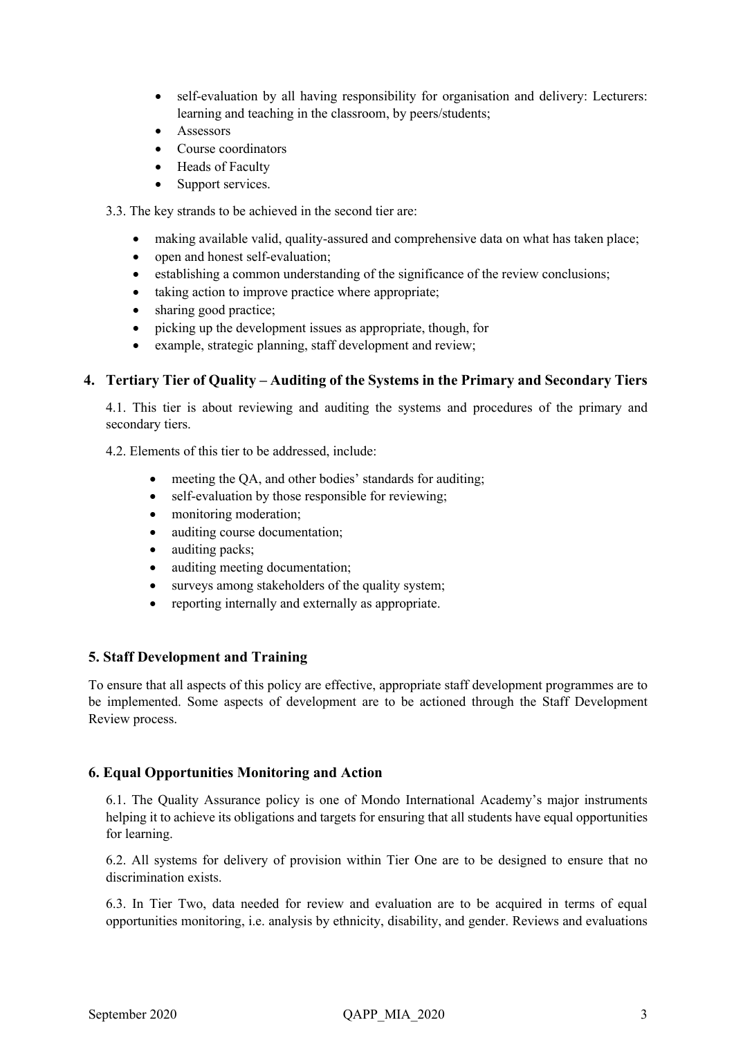- self-evaluation by all having responsibility for organisation and delivery: Lecturers: learning and teaching in the classroom, by peers/students;
- Assessors
- Course coordinators
- Heads of Faculty
- Support services.

3.3. The key strands to be achieved in the second tier are:

- making available valid, quality-assured and comprehensive data on what has taken place;
- open and honest self-evaluation;
- establishing a common understanding of the significance of the review conclusions;
- taking action to improve practice where appropriate;
- sharing good practice;
- picking up the development issues as appropriate, though, for
- example, strategic planning, staff development and review;

## 4. Tertiary Tier of Quality – Auditing of the Systems in the Primary and Secondary Tiers

4.1. This tier is about reviewing and auditing the systems and procedures of the primary and secondary tiers.

4.2. Elements of this tier to be addressed, include:

- meeting the QA, and other bodies' standards for auditing;
- self-evaluation by those responsible for reviewing;
- monitoring moderation;
- auditing course documentation;
- auditing packs;
- auditing meeting documentation;
- surveys among stakeholders of the quality system;
- reporting internally and externally as appropriate.

## 5. Staff Development and Training

To ensure that all aspects of this policy are effective, appropriate staff development programmes are to be implemented. Some aspects of development are to be actioned through the Staff Development Review process.

## 6. Equal Opportunities Monitoring and Action

6.1. The Quality Assurance policy is one of Mondo International Academy's major instruments helping it to achieve its obligations and targets for ensuring that all students have equal opportunities for learning.

6.2. All systems for delivery of provision within Tier One are to be designed to ensure that no discrimination exists.

6.3. In Tier Two, data needed for review and evaluation are to be acquired in terms of equal opportunities monitoring, i.e. analysis by ethnicity, disability, and gender. Reviews and evaluations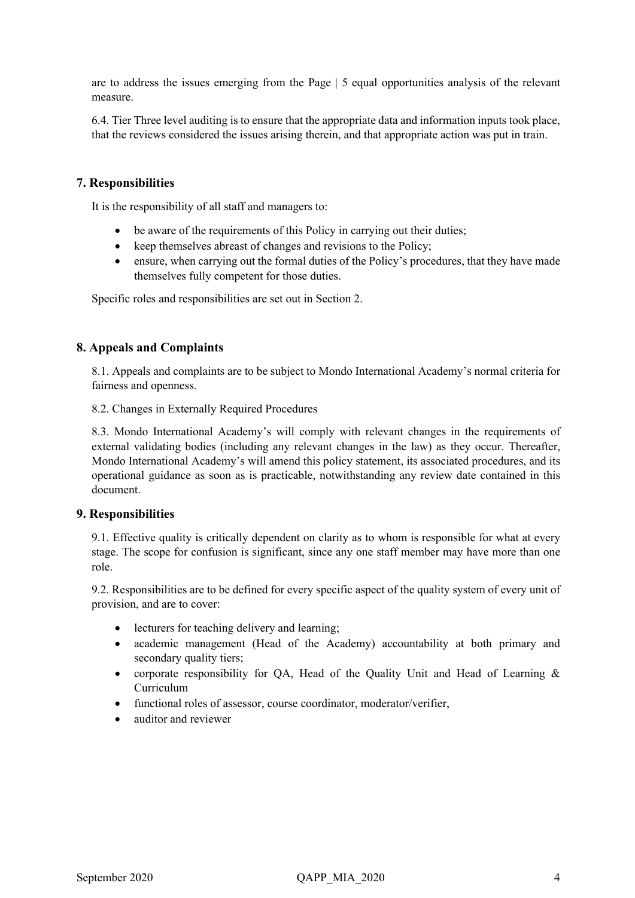are to address the issues emerging from the Page | 5 equal opportunities analysis of the relevant measure.

6.4. Tier Three level auditing is to ensure that the appropriate data and information inputs took place, that the reviews considered the issues arising therein, and that appropriate action was put in train.

## 7. Responsibilities

It is the responsibility of all staff and managers to:

- be aware of the requirements of this Policy in carrying out their duties;
- keep themselves abreast of changes and revisions to the Policy;
- ensure, when carrying out the formal duties of the Policy's procedures, that they have made themselves fully competent for those duties.

Specific roles and responsibilities are set out in Section 2.

## 8. Appeals and Complaints

8.1. Appeals and complaints are to be subject to Mondo International Academy's normal criteria for fairness and openness.

8.2. Changes in Externally Required Procedures

8.3. Mondo International Academy's will comply with relevant changes in the requirements of external validating bodies (including any relevant changes in the law) as they occur. Thereafter, Mondo International Academy's will amend this policy statement, its associated procedures, and its operational guidance as soon as is practicable, notwithstanding any review date contained in this document.

## 9. Responsibilities

9.1. Effective quality is critically dependent on clarity as to whom is responsible for what at every stage. The scope for confusion is significant, since any one staff member may have more than one role.

9.2. Responsibilities are to be defined for every specific aspect of the quality system of every unit of provision, and are to cover:

- lecturers for teaching delivery and learning;
- academic management (Head of the Academy) accountability at both primary and secondary quality tiers;
- corporate responsibility for QA, Head of the Quality Unit and Head of Learning & Curriculum
- functional roles of assessor, course coordinator, moderator/verifier,
- auditor and reviewer